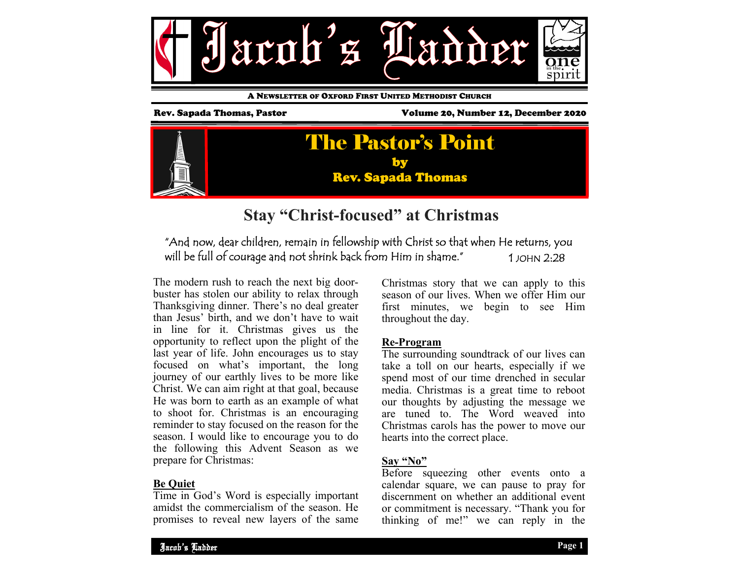# Jacob's Ladder

A Newsletter of Oxford First United Methodist Church

Rev. Sapada Thomas, Pastor

Volume 20, Number 12, December 2020

## The Pastor's Point

**by**

**Rev. Sapada Thomas**

## Stay "Christ-focused" at Christmas

*"And now, dear children, remain in fellowship with Christ so that when He returns, you will be full of courage and not shrink back from Him in shame."* 1 John 2:28

The modern rush to reach the next big door-buster has stolen our ability to relax through Thanksgiving dinner. There's no deal greater than Jesus' birth, and we don't have to wait in line for it. Christmas gives us the opportunity to reflect upon the plight of the last year of life. John encourages us to stay focused on what's important, the long journey of our earthly lives to be more like Christ. We can aim right at that goal, because He was born to earth as an example of what to shoot for. Christmas is an encouraging reminder to stay focused on the reason for the season. I would like to encourage you to do the following this Advent Season as we prepare for Christmas:

**Be Quiet**

Time in God's Word is especially important amidst the commercialism of the season. He promises to reveal new layers of the same Christmas story that we can apply to this season of our lives. When we offer Him our first minutes, we begin to see Him throughout the day.

**Re-Program**

The surrounding soundtrack of our lives can take a toll on our hearts, especially if we spend most of our time drenched in secular media. Christmas is a great time to reboot our thoughts by adjusting the message we are tuned to. The Word weaved into Christmas carols has the power to move our hearts into the correct place.

**Say "No"**

Before squeezing other events onto a calendar square, we can pause to pray for discernment on whether an additional event or commitment is necessary. "Thank you for thinking of me!" we can reply in the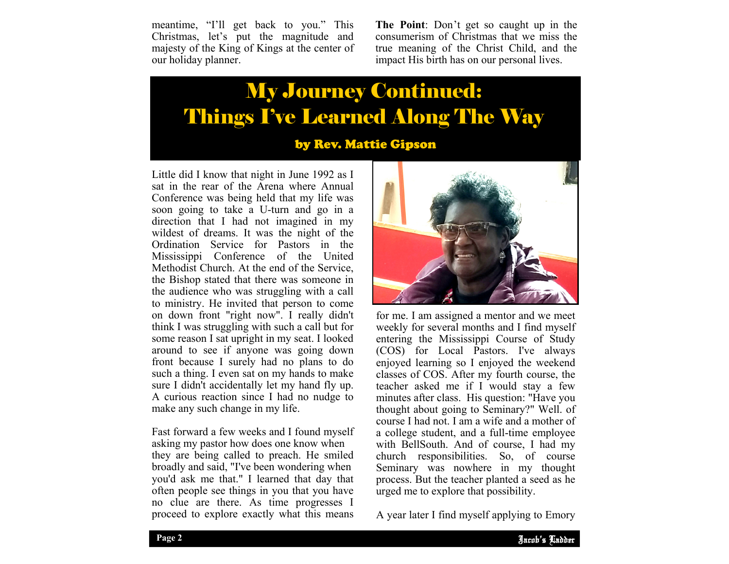meantime, "I'll get back to you." This Christmas, let's put the magnitude and majesty of the King of Kings at the center of our holiday planner.

**The Point**: Don't get so caught up in the consumerism of Christmas that we miss the true meaning of the Christ Child, and the impact His birth has on our personal lives.

# My Journey Continued: Things I've Learned Along The Way

### by Rev. Mattie Gipson

Little did I know that night in June 1992 as I sat in the rear of the Arena where Annual Conference was being held that my life was soon going to take a U-turn and go in a direction that I had not imagined in my wildest of dreams. It was the night of the Ordination Service for Pastors in the Mississippi Conference of the United Methodist Church. At the end of the Service, the Bishop stated that there was someone in the audience who was struggling with a call to ministry. He invited that person to come on down front "right now". I really didn't think I was struggling with such a call but for some reason I sat upright in my seat. I looked around to see if anyone was going down front because I surely had no plans to do such a thing. I even sat on my hands to make sure I didn't accidentally let my hand fly up. A curious reaction since I had no nudge to make any such change in my life.

Fast forward a few weeks and I found myself asking my pastor how does one know when they are being called to preach. He smiled broadly and said, "I've been wondering when you'd ask me that." I learned that day that often people see things in you that you have no clue are there. As time progresses I proceed to explore exactly what this means for me. I am assigned a mentor and we meet weekly for several months and I find myself entering the Mississippi Course of Study (COS) for Local Pastors. I've always enjoyed learning so I enjoyed the weekend classes of COS. After my fourth course, the teacher asked me if I would stay a few minutes after class. His question: "Have you thought about going to Seminary?" Well. of course I had not. I am a wife and a mother of a college student, and a full-time employee with BellSouth. And of course, I had my church responsibilities. So, of course Seminary was nowhere in my thought process. But the teacher planted a seed as he urged me to explore that possibility.

A year later I find myself applying to Emory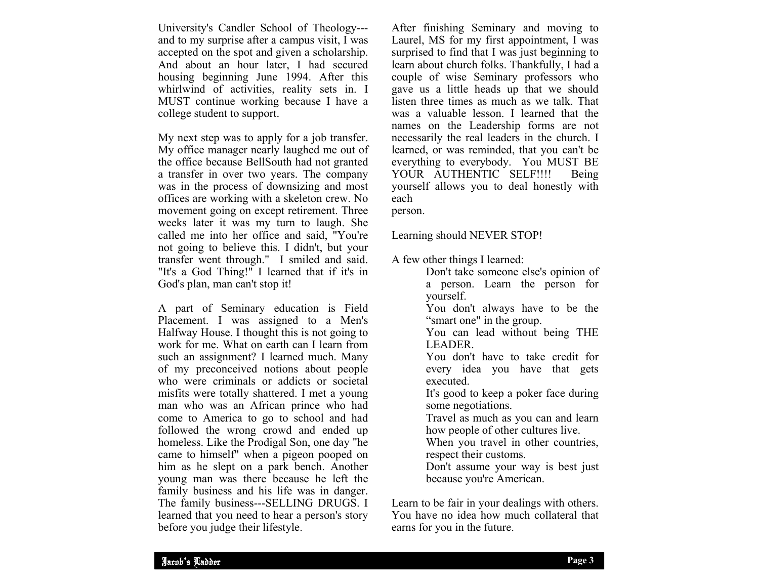University's Candler School of Theology---and to my surprise after a campus visit, I was accepted on the spot and given a scholarship. And about an hour later, I had secured housing beginning June 1994. After this whirlwind of activities, reality sets in. I MUST continue working because I have a college student to support.

My next step was to apply for a job transfer. My office manager nearly laughed me out of the office because BellSouth had not granted a transfer in over two years. The company was in the process of downsizing and most offices are working with a skeleton crew. No movement going on except retirement. Three weeks later it was my turn to laugh. She called me into her office and said, "You're not going to believe this. I didn't, but your transfer went through." I smiled and said. "It's a God Thing!" I learned that if it's in God's plan, man can't stop it!

A part of Seminary education is Field Placement. I was assigned to a Men's Halfway House. I thought this is not going to work for me. What on earth can I learn from such an assignment? I learned much. Many of my preconceived notions about people who were criminals or addicts or societal misfits were totally shattered. I met a young man who was an African prince who had come to America to go to school and had followed the wrong crowd and ended up homeless. Like the Prodigal Son, one day "he came to himself" when a pigeon pooped on him as he slept on a park bench. Another young man was there because he left the family business and his life was in danger. The family business---SELLING DRUGS. I learned that you need to hear a person's story before you judge their lifestyle.

After finishing Seminary and moving to Laurel, MS for my first appointment, I was surprised to find that I was just beginning to learn about church folks. Thankfully, I had a couple of wise Seminary professors who gave us a little heads up that we should listen three times as much as we talk. That was a valuable lesson. I learned that the names on the Leadership forms are not necessarily the real leaders in the church. I learned, or was reminded, that you can't be everything to everybody. You MUST BE YOUR AUTHENTIC SELF!!!! Being yourself allows you to deal honestly with each person.

Learning should NEVER STOP!

A few other things I learned:

- Don't take someone else's opinion of a person. Learn the person for yourself.
- You don't always have to be the "smart one" in the group.
- You can lead without being THE LEADER.
- You don't have to take credit for every idea you have that gets executed.
- It's good to keep a poker face during some negotiations.
- Travel as much as you can and learn how people of other cultures live.
- When you travel in other countries, respect their customs.
- Don't assume your way is best just because you're American.

Learn to be fair in your dealings with others. You have no idea how much collateral that earns for you in the future.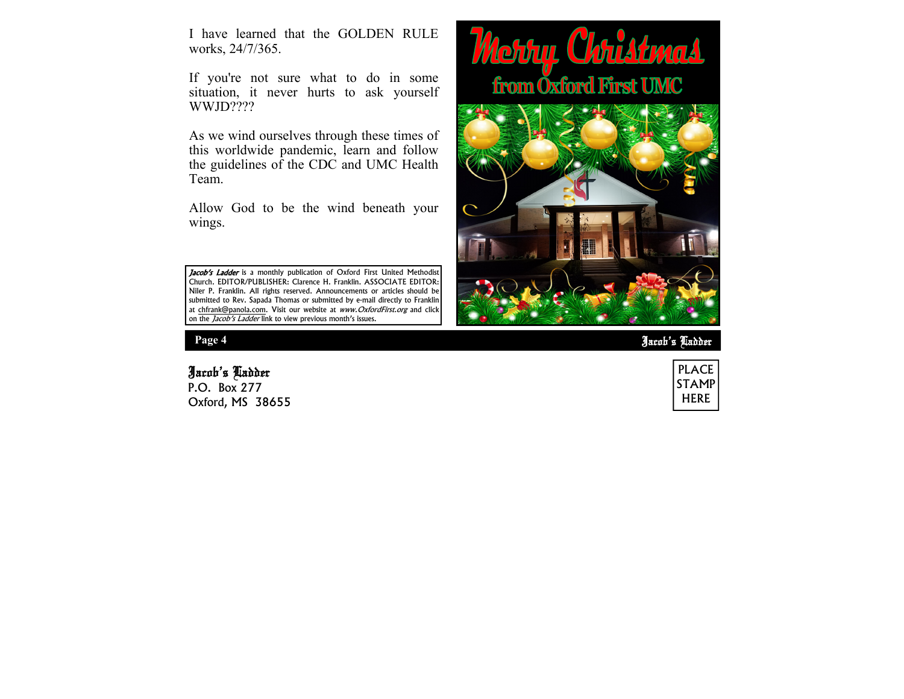I have learned that the GOLDEN RULE works, 24/7/365.

If you're not sure what to do in some situation, it never hurts to ask yourself WWJD????

As we wind ourselves through these times of this worldwide pandemic, learn and follow the guidelines of the CDC and UMC Health Team.

Allow God to be the wind beneath your wings.

*Jacob's Ladder* is a monthly publication of Oxford First United Methodist Church. EDITOR/PUBLISHER: Clarence H. Franklin. ASSOCIATE EDITOR: Niler P. Franklin. All rights reserved. Announcements or articles should be submitted to Rev. Sapada Thomas or submitted by e-mail directly to Franklin at chfrank@panola.com. Visit our website at *www.OxfordFirst.org* and click on the *Jacob's Ladder* link to view previous month's issues.

Merry Christmas

from Oxford First UMC

Jacob's Ladder
P.O. Box 277
Oxford, MS 38655

PLACE STAMP HERE